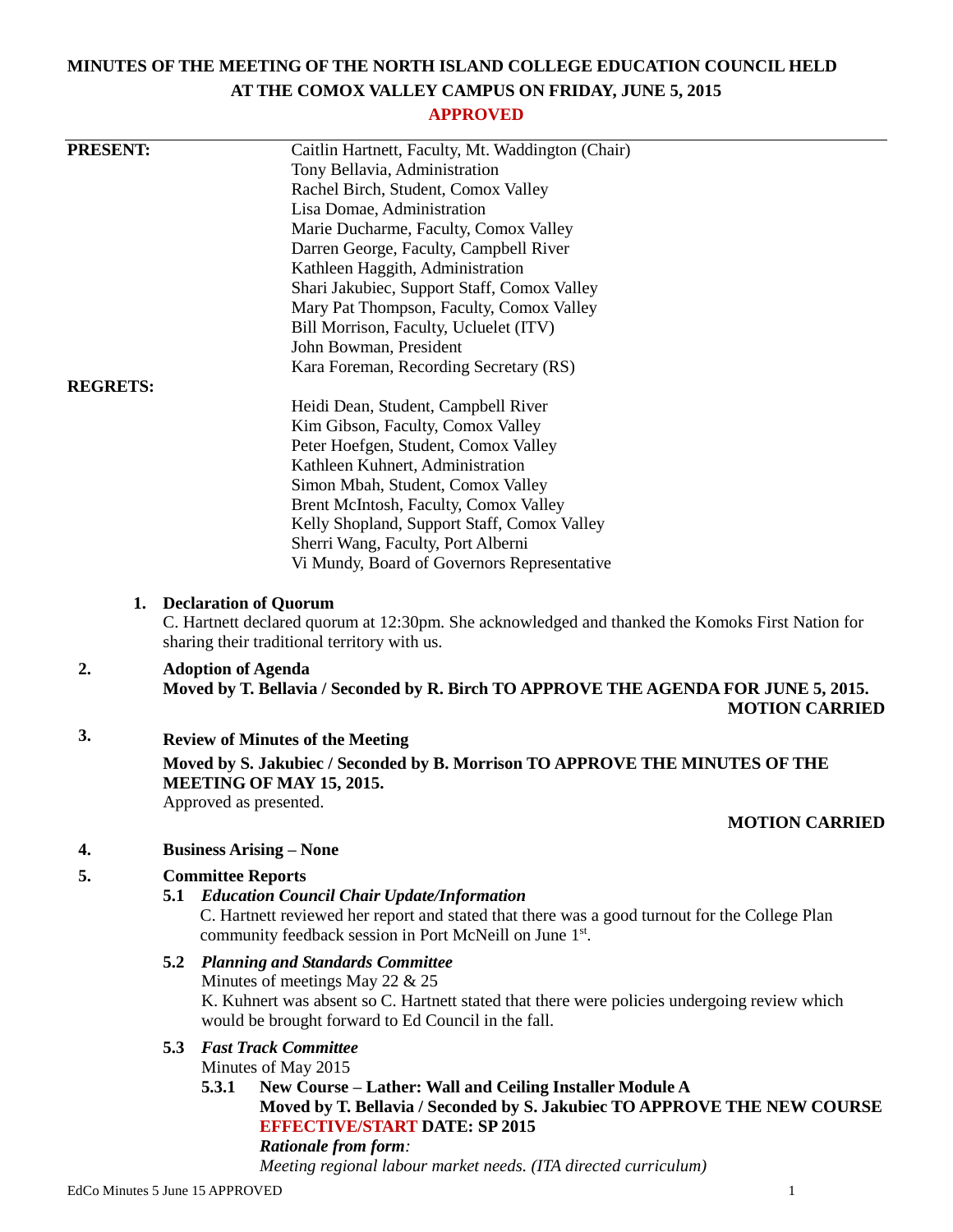# MINUTES OF THE MEETING OF THE NORTH ISLAND COLLEGE EDUCATION COUNCIL HELD AT THE COMOX VALLEY CAMPUS ON FRIDAY, JUNE 5, 2015

**APPROVED**

**PRESENT:**

Caitlin Hartnett, Faculty, Mt. Waddington (Chair)
Tony Bellavia, Administration
Rachel Birch, Student, Comox Valley
Lisa Domae, Administration
Marie Ducharme, Faculty, Comox Valley
Darren George, Faculty, Campbell River
Kathleen Haggith, Administration
Shari Jakubiec, Support Staff, Comox Valley
Mary Pat Thompson, Faculty, Comox Valley
Bill Morrison, Faculty, Ucluelet (ITV)
John Bowman, President
Kara Foreman, Recording Secretary (RS)

**REGRETS:**

Heidi Dean, Student, Campbell River
Kim Gibson, Faculty, Comox Valley
Peter Hoefgen, Student, Comox Valley
Kathleen Kuhnert, Administration
Simon Mbah, Student, Comox Valley
Brent McIntosh, Faculty, Comox Valley
Kelly Shopland, Support Staff, Comox Valley
Sherri Wang, Faculty, Port Alberni
Vi Mundy, Board of Governors Representative

**1. Declaration of Quorum**

C. Hartnett declared quorum at 12:30pm. She acknowledged and thanked the Komoks First Nation for sharing their traditional territory with us.

**2. Adoption of Agenda**

**Moved by T. Bellavia / Seconded by R. Birch TO APPROVE THE AGENDA FOR JUNE 5, 2015.**

**MOTION CARRIED**

**3. Review of Minutes of the Meeting**

**Moved by S. Jakubiec / Seconded by B. Morrison TO APPROVE THE MINUTES OF THE MEETING OF MAY 15, 2015.**

Approved as presented.

**MOTION CARRIED**

**4. Business Arising – None**

**5. Committee Reports**

**5.1 *Education Council Chair Update/Information***

C. Hartnett reviewed her report and stated that there was a good turnout for the College Plan community feedback session in Port McNeill on June 1st.

**5.2 *Planning and Standards Committee***

Minutes of meetings May 22 & 25

K. Kuhnert was absent so C. Hartnett stated that there were policies undergoing review which would be brought forward to Ed Council in the fall.

**5.3 *Fast Track Committee***

Minutes of May 2015

**5.3.1 New Course – Lather: Wall and Ceiling Installer Module A**

**Moved by T. Bellavia / Seconded by S. Jakubiec TO APPROVE THE NEW COURSE EFFECTIVE/START DATE: SP 2015**

***Rationale from form:***

*Meeting regional labour market needs. (ITA directed curriculum)*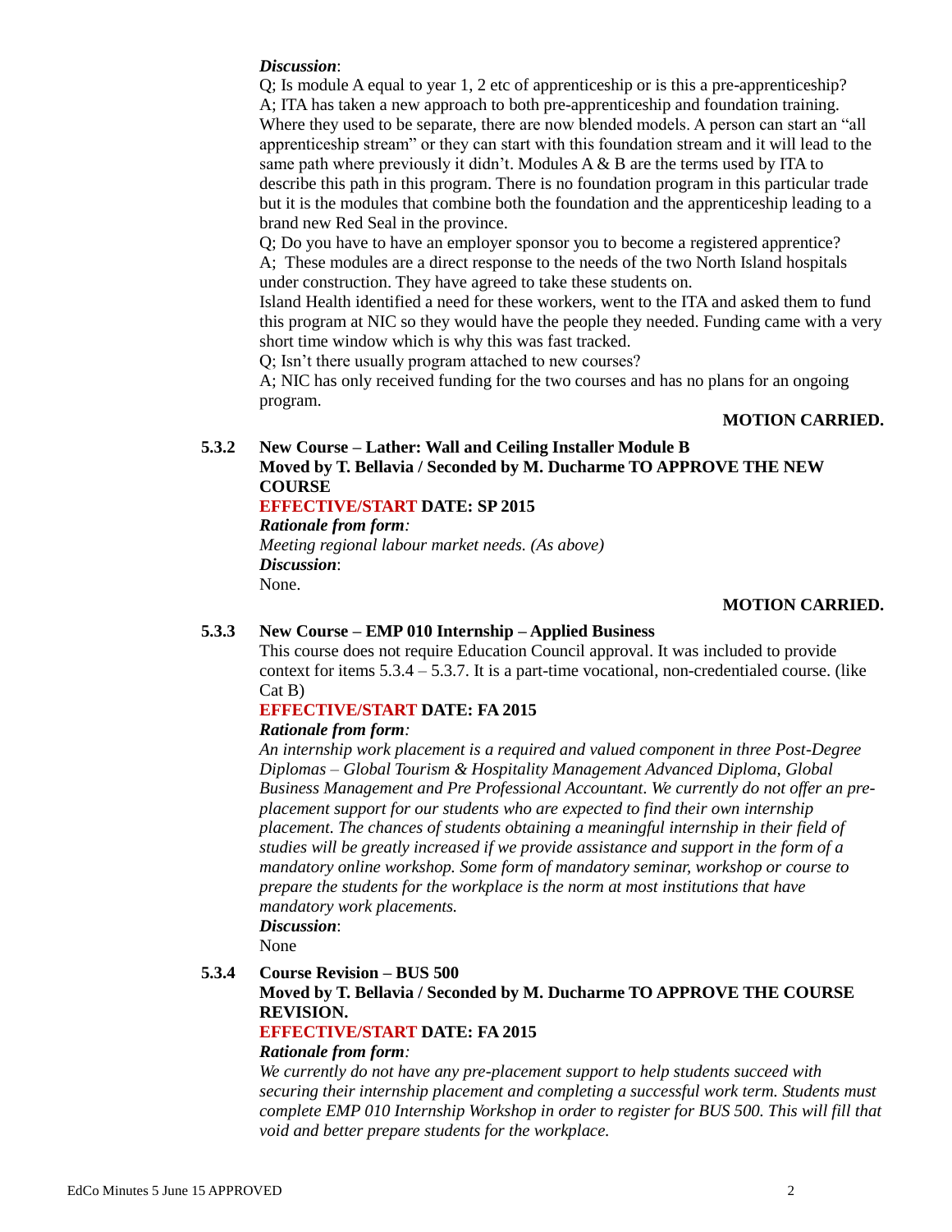*Discussion*:

Q; Is module A equal to year 1, 2 etc of apprenticeship or is this a pre-apprenticeship?
A; ITA has taken a new approach to both pre-apprenticeship and foundation training. Where they used to be separate, there are now blended models. A person can start an "all apprenticeship stream" or they can start with this foundation stream and it will lead to the same path where previously it didn't. Modules A & B are the terms used by ITA to describe this path in this program. There is no foundation program in this particular trade but it is the modules that combine both the foundation and the apprenticeship leading to a brand new Red Seal in the province.
Q; Do you have to have an employer sponsor you to become a registered apprentice?
A; These modules are a direct response to the needs of the two North Island hospitals under construction. They have agreed to take these students on.
Island Health identified a need for these workers, went to the ITA and asked them to fund this program at NIC so they would have the people they needed. Funding came with a very short time window which is why this was fast tracked.
Q; Isn't there usually program attached to new courses?
A; NIC has only received funding for the two courses and has no plans for an ongoing program.

**MOTION CARRIED.**

**5.3.2 New Course – Lather: Wall and Ceiling Installer Module B**
**Moved by T. Bellavia / Seconded by M. Ducharme TO APPROVE THE NEW COURSE**
**EFFECTIVE/START DATE: SP 2015**
***Rationale from form:***
*Meeting regional labour market needs. (As above)*
***Discussion***:
None.

**MOTION CARRIED.**

**5.3.3 New Course – EMP 010 Internship – Applied Business**
This course does not require Education Council approval. It was included to provide context for items 5.3.4 – 5.3.7. It is a part-time vocational, non-credentialed course. (like Cat B)
**EFFECTIVE/START DATE: FA 2015**
***Rationale from form:***
*An internship work placement is a required and valued component in three Post-Degree Diplomas – Global Tourism & Hospitality Management Advanced Diploma, Global Business Management and Pre Professional Accountant. We currently do not offer an pre-placement support for our students who are expected to find their own internship placement. The chances of students obtaining a meaningful internship in their field of studies will be greatly increased if we provide assistance and support in the form of a mandatory online workshop. Some form of mandatory seminar, workshop or course to prepare the students for the workplace is the norm at most institutions that have mandatory work placements.*
***Discussion***:
None

**5.3.4 Course Revision – BUS 500**
**Moved by T. Bellavia / Seconded by M. Ducharme TO APPROVE THE COURSE REVISION.**
**EFFECTIVE/START DATE: FA 2015**
***Rationale from form:***
*We currently do not have any pre-placement support to help students succeed with securing their internship placement and completing a successful work term. Students must complete EMP 010 Internship Workshop in order to register for BUS 500. This will fill that void and better prepare students for the workplace.*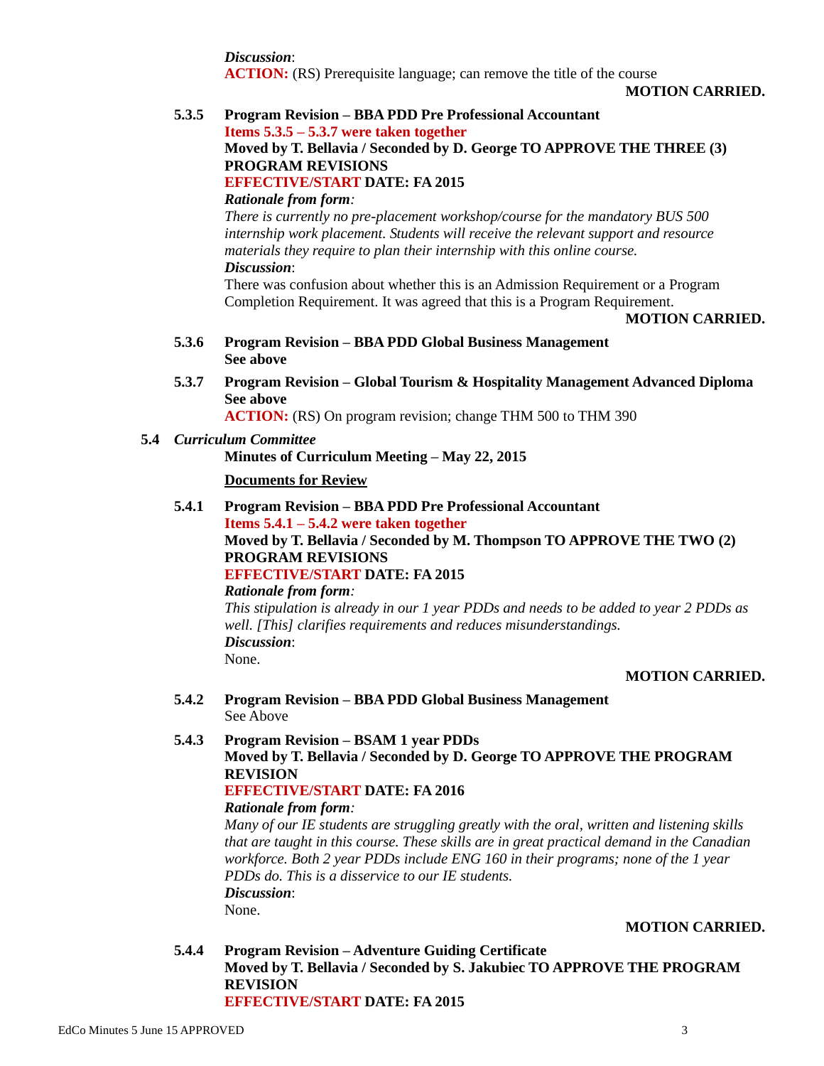*Discussion*:
**ACTION:** (RS) Prerequisite language; can remove the title of the course

**MOTION CARRIED.**

**5.3.5 Program Revision – BBA PDD Pre Professional Accountant**
**Items 5.3.5 – 5.3.7 were taken together**
**Moved by T. Bellavia / Seconded by D. George TO APPROVE THE THREE (3) PROGRAM REVISIONS**
**EFFECTIVE/START DATE: FA 2015**
***Rationale from form:***
*There is currently no pre-placement workshop/course for the mandatory BUS 500 internship work placement. Students will receive the relevant support and resource materials they require to plan their internship with this online course.*
***Discussion***:
There was confusion about whether this is an Admission Requirement or a Program Completion Requirement. It was agreed that this is a Program Requirement.

**MOTION CARRIED.**

**5.3.6 Program Revision – BBA PDD Global Business Management**
**See above**

**5.3.7 Program Revision – Global Tourism & Hospitality Management Advanced Diploma**
**See above**
**ACTION:** (RS) On program revision; change THM 500 to THM 390

**5.4** ***Curriculum Committee***
**Minutes of Curriculum Meeting – May 22, 2015**

**Documents for Review**

**5.4.1 Program Revision – BBA PDD Pre Professional Accountant**
**Items 5.4.1 – 5.4.2 were taken together**
**Moved by T. Bellavia / Seconded by M. Thompson TO APPROVE THE TWO (2) PROGRAM REVISIONS**
**EFFECTIVE/START DATE: FA 2015**
***Rationale from form:***
*This stipulation is already in our 1 year PDDs and needs to be added to year 2 PDDs as well. [This] clarifies requirements and reduces misunderstandings.*
***Discussion***:
None.

**MOTION CARRIED.**

**5.4.2 Program Revision – BBA PDD Global Business Management**
See Above

**5.4.3 Program Revision – BSAM 1 year PDDs**
**Moved by T. Bellavia / Seconded by D. George TO APPROVE THE PROGRAM REVISION**
**EFFECTIVE/START DATE: FA 2016**
***Rationale from form:***
*Many of our IE students are struggling greatly with the oral, written and listening skills that are taught in this course. These skills are in great practical demand in the Canadian workforce. Both 2 year PDDs include ENG 160 in their programs; none of the 1 year PDDs do. This is a disservice to our IE students.*
***Discussion***:
None.

**MOTION CARRIED.**

**5.4.4 Program Revision – Adventure Guiding Certificate**
**Moved by T. Bellavia / Seconded by S. Jakubiec TO APPROVE THE PROGRAM REVISION**
**EFFECTIVE/START DATE: FA 2015**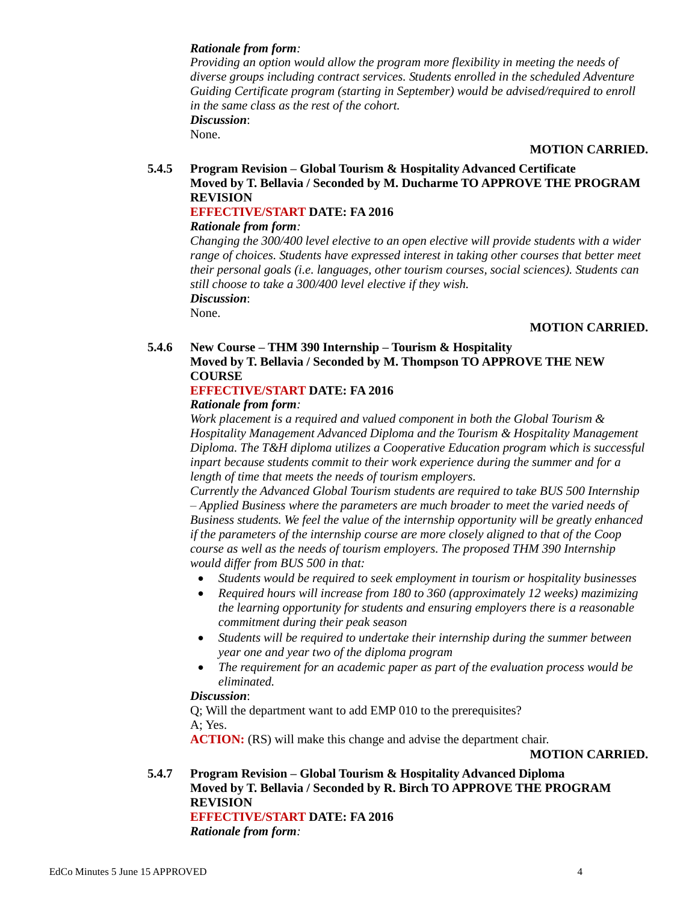*Rationale from form:*
*Providing an option would allow the program more flexibility in meeting the needs of diverse groups including contract services. Students enrolled in the scheduled Adventure Guiding Certificate program (starting in September) would be advised/required to enroll in the same class as the rest of the cohort.*
***Discussion***:
None.

**MOTION CARRIED.**

**5.4.5 Program Revision – Global Tourism & Hospitality Advanced Certificate**
**Moved by T. Bellavia / Seconded by M. Ducharme TO APPROVE THE PROGRAM REVISION**
**EFFECTIVE/START DATE: FA 2016**
***Rationale from form:***
*Changing the 300/400 level elective to an open elective will provide students with a wider range of choices. Students have expressed interest in taking other courses that better meet their personal goals (i.e. languages, other tourism courses, social sciences). Students can still choose to take a 300/400 level elective if they wish.*
***Discussion***:
None.

**MOTION CARRIED.**

**5.4.6 New Course – THM 390 Internship – Tourism & Hospitality**
**Moved by T. Bellavia / Seconded by M. Thompson TO APPROVE THE NEW COURSE**
**EFFECTIVE/START DATE: FA 2016**
***Rationale from form:***
*Work placement is a required and valued component in both the Global Tourism & Hospitality Management Advanced Diploma and the Tourism & Hospitality Management Diploma. The T&H diploma utilizes a Cooperative Education program which is successful inpart because students commit to their work experience during the summer and for a length of time that meets the needs of tourism employers.*
*Currently the Advanced Global Tourism students are required to take BUS 500 Internship – Applied Business where the parameters are much broader to meet the varied needs of Business students. We feel the value of the internship opportunity will be greatly enhanced if the parameters of the internship course are more closely aligned to that of the Coop course as well as the needs of tourism employers. The proposed THM 390 Internship would differ from BUS 500 in that:*

- *Students would be required to seek employment in tourism or hospitality businesses*
- *Required hours will increase from 180 to 360 (approximately 12 weeks) mazimizing the learning opportunity for students and ensuring employers there is a reasonable commitment during their peak season*
- *Students will be required to undertake their internship during the summer between year one and year two of the diploma program*
- *The requirement for an academic paper as part of the evaluation process would be eliminated.*

***Discussion***:
Q; Will the department want to add EMP 010 to the prerequisites?
A; Yes.
**ACTION:** (RS) will make this change and advise the department chair.

**MOTION CARRIED.**

**5.4.7 Program Revision – Global Tourism & Hospitality Advanced Diploma**
**Moved by T. Bellavia / Seconded by R. Birch TO APPROVE THE PROGRAM REVISION**
**EFFECTIVE/START DATE: FA 2016**
***Rationale from form:***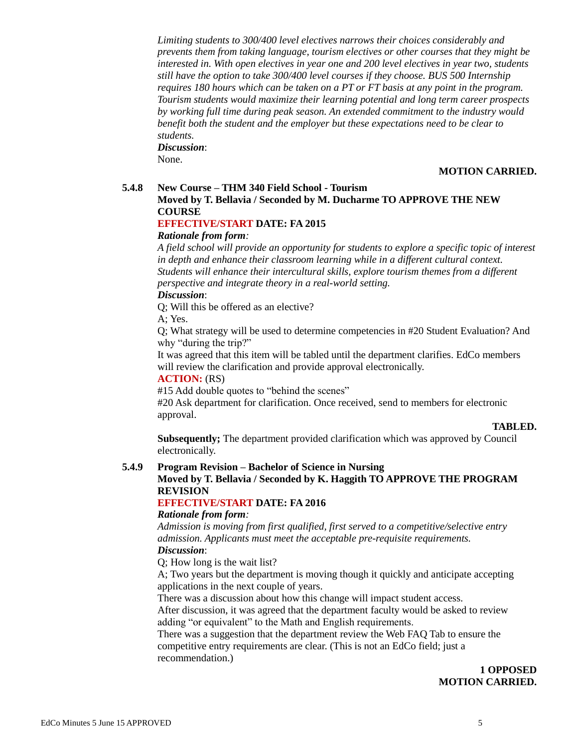*Limiting students to 300/400 level electives narrows their choices considerably and prevents them from taking language, tourism electives or other courses that they might be interested in. With open electives in year one and 200 level electives in year two, students still have the option to take 300/400 level courses if they choose. BUS 500 Internship requires 180 hours which can be taken on a PT or FT basis at any point in the program. Tourism students would maximize their learning potential and long term career prospects by working full time during peak season. An extended commitment to the industry would benefit both the student and the employer but these expectations need to be clear to students.*

***Discussion***:

None.

**MOTION CARRIED.**

**5.4.8 New Course – THM 340 Field School - Tourism**

**Moved by T. Bellavia / Seconded by M. Ducharme TO APPROVE THE NEW COURSE**

**EFFECTIVE/START DATE: FA 2015**

***Rationale from form:***

*A field school will provide an opportunity for students to explore a specific topic of interest in depth and enhance their classroom learning while in a different cultural context. Students will enhance their intercultural skills, explore tourism themes from a different perspective and integrate theory in a real-world setting.*

***Discussion***:

Q; Will this be offered as an elective?

A; Yes.

Q; What strategy will be used to determine competencies in #20 Student Evaluation? And why "during the trip?"

It was agreed that this item will be tabled until the department clarifies. EdCo members will review the clarification and provide approval electronically.

**ACTION:** (RS)

#15 Add double quotes to "behind the scenes"

#20 Ask department for clarification. Once received, send to members for electronic approval.

**TABLED.**

**Subsequently;** The department provided clarification which was approved by Council electronically.

**5.4.9 Program Revision – Bachelor of Science in Nursing**

**Moved by T. Bellavia / Seconded by K. Haggith TO APPROVE THE PROGRAM REVISION**

**EFFECTIVE/START DATE: FA 2016**

***Rationale from form:***

*Admission is moving from first qualified, first served to a competitive/selective entry admission. Applicants must meet the acceptable pre-requisite requirements.*

***Discussion***:

Q; How long is the wait list?

A; Two years but the department is moving though it quickly and anticipate accepting applications in the next couple of years.

There was a discussion about how this change will impact student access.

After discussion, it was agreed that the department faculty would be asked to review adding "or equivalent" to the Math and English requirements.

There was a suggestion that the department review the Web FAQ Tab to ensure the competitive entry requirements are clear. (This is not an EdCo field; just a recommendation.)

**1 OPPOSED**
**MOTION CARRIED.**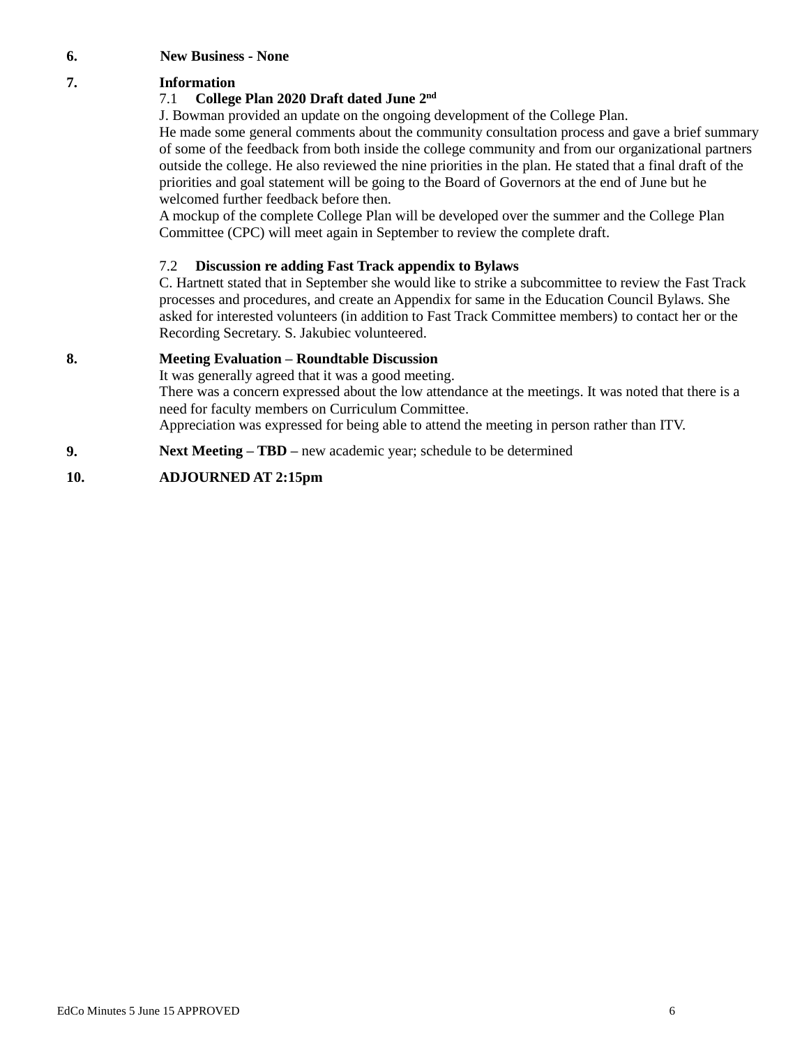**6. New Business - None**

**7. Information**

7.1 **College Plan 2020 Draft dated June 2nd**

J. Bowman provided an update on the ongoing development of the College Plan.
He made some general comments about the community consultation process and gave a brief summary of some of the feedback from both inside the college community and from our organizational partners outside the college. He also reviewed the nine priorities in the plan. He stated that a final draft of the priorities and goal statement will be going to the Board of Governors at the end of June but he welcomed further feedback before then.
A mockup of the complete College Plan will be developed over the summer and the College Plan Committee (CPC) will meet again in September to review the complete draft.

7.2 **Discussion re adding Fast Track appendix to Bylaws**

C. Hartnett stated that in September she would like to strike a subcommittee to review the Fast Track processes and procedures, and create an Appendix for same in the Education Council Bylaws. She asked for interested volunteers (in addition to Fast Track Committee members) to contact her or the Recording Secretary. S. Jakubiec volunteered.

**8. Meeting Evaluation – Roundtable Discussion**

It was generally agreed that it was a good meeting.
There was a concern expressed about the low attendance at the meetings. It was noted that there is a need for faculty members on Curriculum Committee.
Appreciation was expressed for being able to attend the meeting in person rather than ITV.

**9. Next Meeting – TBD** – new academic year; schedule to be determined

**10. ADJOURNED AT 2:15pm**